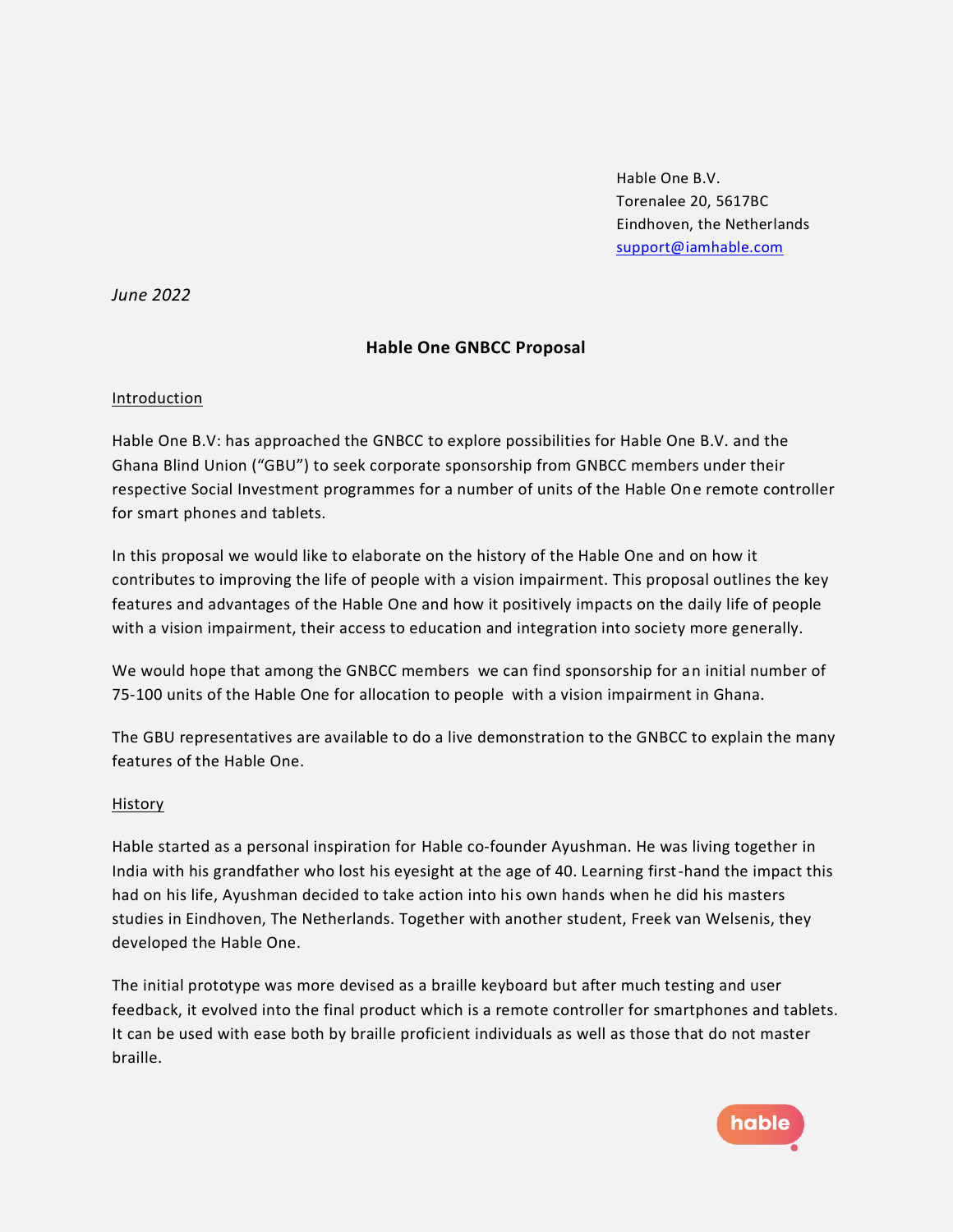Hable One B.V.
Torenalee 20, 5617BC
Eindhoven, the Netherlands
support@iamhable.com

*June 2022*

**Hable One GNBCC Proposal**

## Introduction

Hable One B.V: has approached the GNBCC to explore possibilities for Hable One B.V. and the Ghana Blind Union ("GBU") to seek corporate sponsorship from GNBCC members under their respective Social Investment programmes for a number of units of the Hable One remote controller for smart phones and tablets.

In this proposal we would like to elaborate on the history of the Hable One and on how it contributes to improving the life of people with a vision impairment. This proposal outlines the key features and advantages of the Hable One and how it positively impacts on the daily life of people with a vision impairment, their access to education and integration into society more generally.

We would hope that among the GNBCC members we can find sponsorship for an initial number of 75-100 units of the Hable One for allocation to people with a vision impairment in Ghana.

The GBU representatives are available to do a live demonstration to the GNBCC to explain the many features of the Hable One.

## History

Hable started as a personal inspiration for Hable co-founder Ayushman. He was living together in India with his grandfather who lost his eyesight at the age of 40. Learning first-hand the impact this had on his life, Ayushman decided to take action into his own hands when he did his masters studies in Eindhoven, The Netherlands. Together with another student, Freek van Welsenis, they developed the Hable One.

The initial prototype was more devised as a braille keyboard but after much testing and user feedback, it evolved into the final product which is a remote controller for smartphones and tablets. It can be used with ease both by braille proficient individuals as well as those that do not master braille.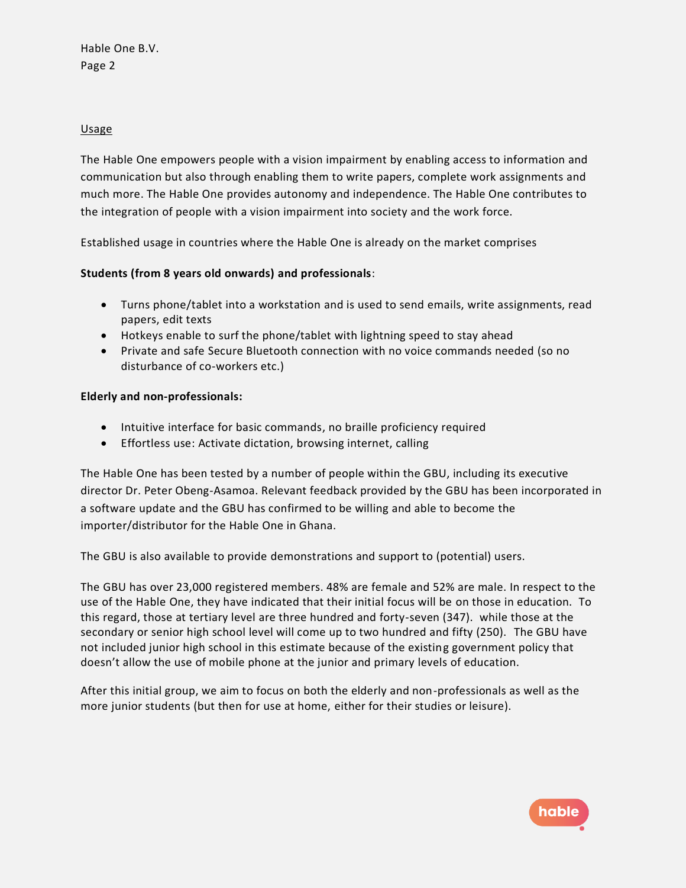## Usage

The Hable One empowers people with a vision impairment by enabling access to information and communication but also through enabling them to write papers, complete work assignments and much more. The Hable One provides autonomy and independence. The Hable One contributes to the integration of people with a vision impairment into society and the work force.

Established usage in countries where the Hable One is already on the market comprises

**Students (from 8 years old onwards) and professionals**:

- Turns phone/tablet into a workstation and is used to send emails, write assignments, read papers, edit texts
- Hotkeys enable to surf the phone/tablet with lightning speed to stay ahead
- Private and safe Secure Bluetooth connection with no voice commands needed (so no disturbance of co-workers etc.)

**Elderly and non-professionals:**

- Intuitive interface for basic commands, no braille proficiency required
- Effortless use: Activate dictation, browsing internet, calling

The Hable One has been tested by a number of people within the GBU, including its executive director Dr. Peter Obeng-Asamoa. Relevant feedback provided by the GBU has been incorporated in a software update and the GBU has confirmed to be willing and able to become the importer/distributor for the Hable One in Ghana.

The GBU is also available to provide demonstrations and support to (potential) users.

The GBU has over 23,000 registered members. 48% are female and 52% are male. In respect to the use of the Hable One, they have indicated that their initial focus will be on those in education. To this regard, those at tertiary level are three hundred and forty-seven (347). while those at the secondary or senior high school level will come up to two hundred and fifty (250). The GBU have not included junior high school in this estimate because of the existing government policy that doesn't allow the use of mobile phone at the junior and primary levels of education.

After this initial group, we aim to focus on both the elderly and non-professionals as well as the more junior students (but then for use at home, either for their studies or leisure).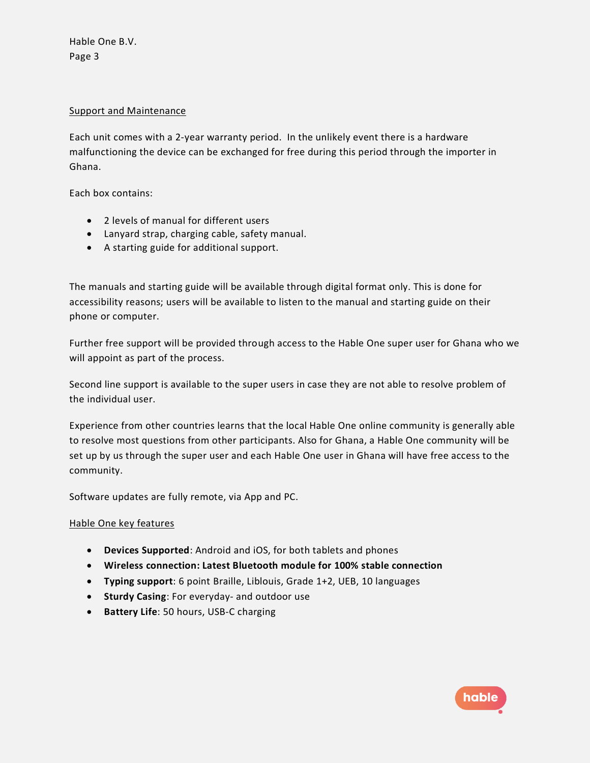## Support and Maintenance

Each unit comes with a 2-year warranty period. In the unlikely event there is a hardware malfunctioning the device can be exchanged for free during this period through the importer in Ghana.

Each box contains:

- 2 levels of manual for different users
- Lanyard strap, charging cable, safety manual.
- A starting guide for additional support.

The manuals and starting guide will be available through digital format only. This is done for accessibility reasons; users will be available to listen to the manual and starting guide on their phone or computer.

Further free support will be provided through access to the Hable One super user for Ghana who we will appoint as part of the process.

Second line support is available to the super users in case they are not able to resolve problem of the individual user.

Experience from other countries learns that the local Hable One online community is generally able to resolve most questions from other participants. Also for Ghana, a Hable One community will be set up by us through the super user and each Hable One user in Ghana will have free access to the community.

Software updates are fully remote, via App and PC.

## Hable One key features

- **Devices Supported**: Android and iOS, for both tablets and phones
- **Wireless connection: Latest Bluetooth module for 100% stable connection**
- **Typing support**: 6 point Braille, Liblouis, Grade 1+2, UEB, 10 languages
- **Sturdy Casing**: For everyday- and outdoor use
- **Battery Life**: 50 hours, USB-C charging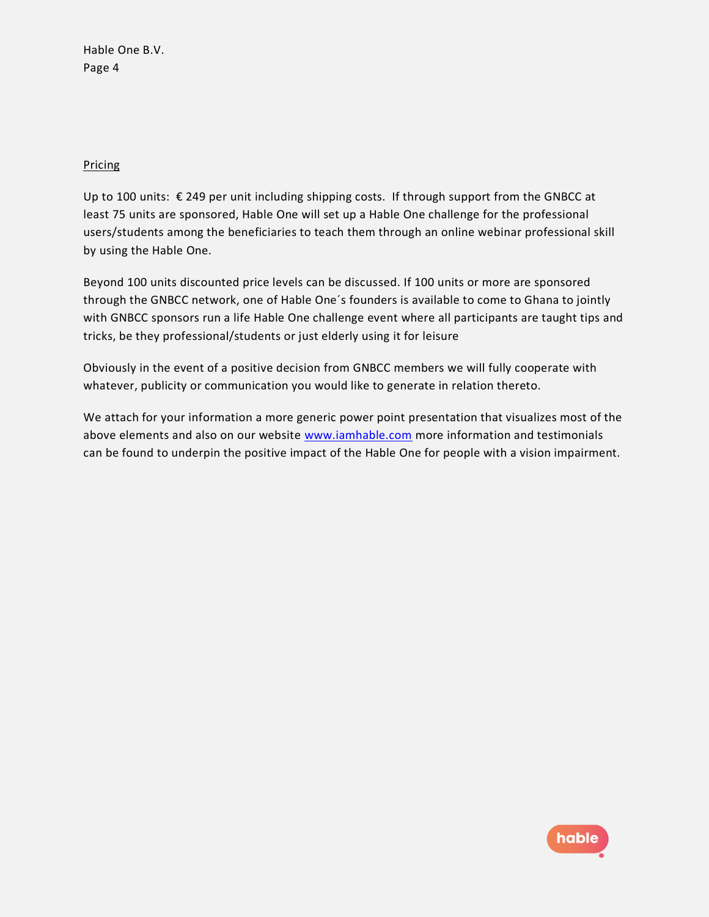Pricing

Up to 100 units: € 249 per unit including shipping costs. If through support from the GNBCC at least 75 units are sponsored, Hable One will set up a Hable One challenge for the professional users/students among the beneficiaries to teach them through an online webinar professional skill by using the Hable One.

Beyond 100 units discounted price levels can be discussed. If 100 units or more are sponsored through the GNBCC network, one of Hable One´s founders is available to come to Ghana to jointly with GNBCC sponsors run a life Hable One challenge event where all participants are taught tips and tricks, be they professional/students or just elderly using it for leisure

Obviously in the event of a positive decision from GNBCC members we will fully cooperate with whatever, publicity or communication you would like to generate in relation thereto.

We attach for your information a more generic power point presentation that visualizes most of the above elements and also on our website www.iamhable.com more information and testimonials can be found to underpin the positive impact of the Hable One for people with a vision impairment.